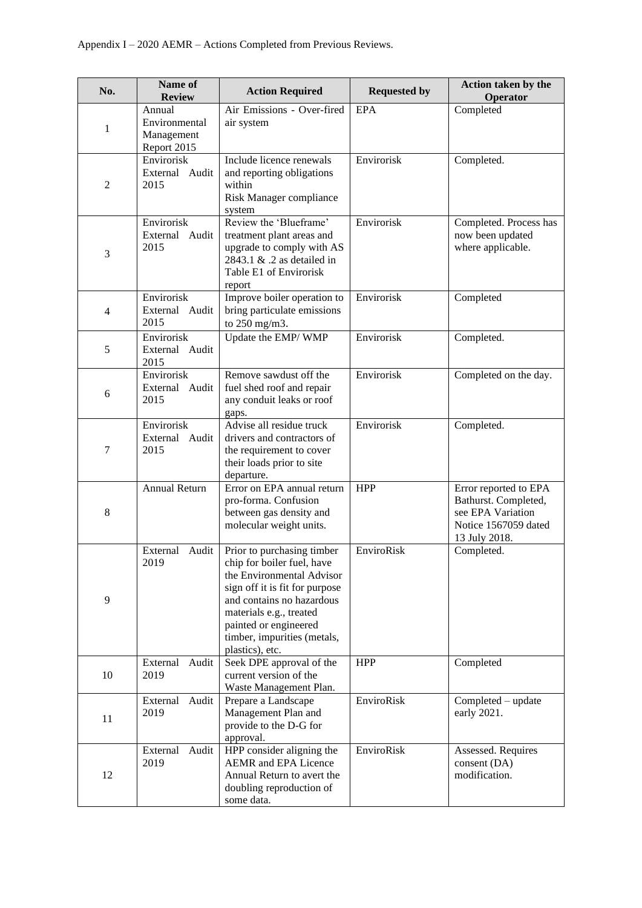Appendix I – 2020 AEMR – Actions Completed from Previous Reviews.

| No. | Name of Review | Action Required | Requested by | Action taken by the Operator |
|---|---|---|---|---|
| 1 | Annual Environmental Management Report 2015 | Air Emissions - Over-fired air system | EPA | Completed |
| 2 | Envirorisk External Audit 2015 | Include licence renewals and reporting obligations within Risk Manager compliance system | Envirorisk | Completed. |
| 3 | Envirorisk External Audit 2015 | Review the 'Blueframe' treatment plant areas and upgrade to comply with AS 2843.1 & .2 as detailed in Table E1 of Envirorisk report | Envirorisk | Completed. Process has now been updated where applicable. |
| 4 | Envirorisk External Audit 2015 | Improve boiler operation to bring particulate emissions to 250 mg/m3. | Envirorisk | Completed |
| 5 | Envirorisk External Audit 2015 | Update the EMP/ WMP | Envirorisk | Completed. |
| 6 | Envirorisk External Audit 2015 | Remove sawdust off the fuel shed roof and repair any conduit leaks or roof gaps. | Envirorisk | Completed on the day. |
| 7 | Envirorisk External Audit 2015 | Advise all residue truck drivers and contractors of the requirement to cover their loads prior to site departure. | Envirorisk | Completed. |
| 8 | Annual Return | Error on EPA annual return pro-forma. Confusion between gas density and molecular weight units. | HPP | Error reported to EPA Bathurst. Completed, see EPA Variation Notice 1567059 dated 13 July 2018. |
| 9 | External Audit 2019 | Prior to purchasing timber chip for boiler fuel, have the Environmental Advisor sign off it is fit for purpose and contains no hazardous materials e.g., treated painted or engineered timber, impurities (metals, plastics), etc. | EnviroRisk | Completed. |
| 10 | External Audit 2019 | Seek DPE approval of the current version of the Waste Management Plan. | HPP | Completed |
| 11 | External Audit 2019 | Prepare a Landscape Management Plan and provide to the D-G for approval. | EnviroRisk | Completed – update early 2021. |
| 12 | External Audit 2019 | HPP consider aligning the AEMR and EPA Licence Annual Return to avert the doubling reproduction of some data. | EnviroRisk | Assessed. Requires consent (DA) modification. |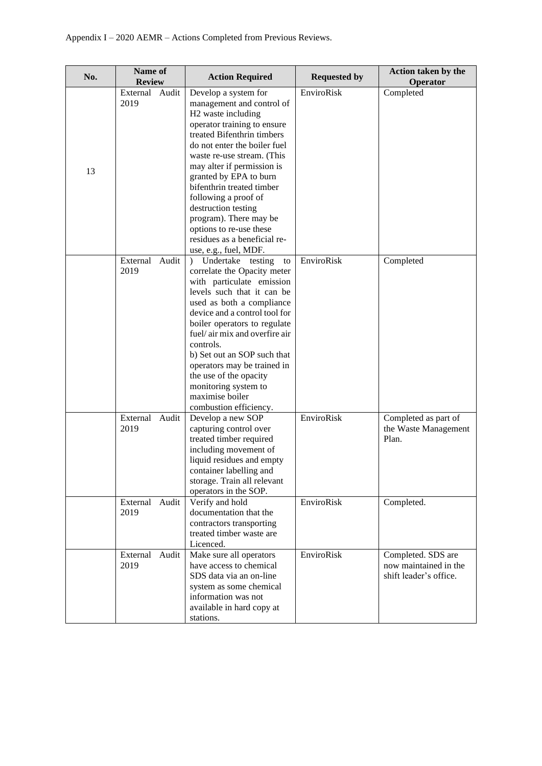Appendix I – 2020 AEMR – Actions Completed from Previous Reviews.

| No. | Name of Review | Action Required | Requested by | Action taken by the Operator |
|---|---|---|---|---|
| 13 | External Audit 2019 | Develop a system for management and control of H2 waste including operator training to ensure treated Bifenthrin timbers do not enter the boiler fuel waste re-use stream. (This may alter if permission is granted by EPA to burn bifenthrin treated timber following a proof of destruction testing program). There may be options to re-use these residues as a beneficial re-use, e.g., fuel, MDF. | EnviroRisk | Completed |
| | External Audit 2019 | ) Undertake testing to correlate the Opacity meter with particulate emission levels such that it can be used as both a compliance device and a control tool for boiler operators to regulate fuel/ air mix and overfire air controls.<br>b) Set out an SOP such that operators may be trained in the use of the opacity monitoring system to maximise boiler combustion efficiency. | EnviroRisk | Completed |
| | External Audit 2019 | Develop a new SOP capturing control over treated timber required including movement of liquid residues and empty container labelling and storage. Train all relevant operators in the SOP. | EnviroRisk | Completed as part of the Waste Management Plan. |
| | External Audit 2019 | Verify and hold documentation that the contractors transporting treated timber waste are Licenced. | EnviroRisk | Completed. |
| | External Audit 2019 | Make sure all operators have access to chemical SDS data via an on-line system as some chemical information was not available in hard copy at stations. | EnviroRisk | Completed. SDS are now maintained in the shift leader's office. |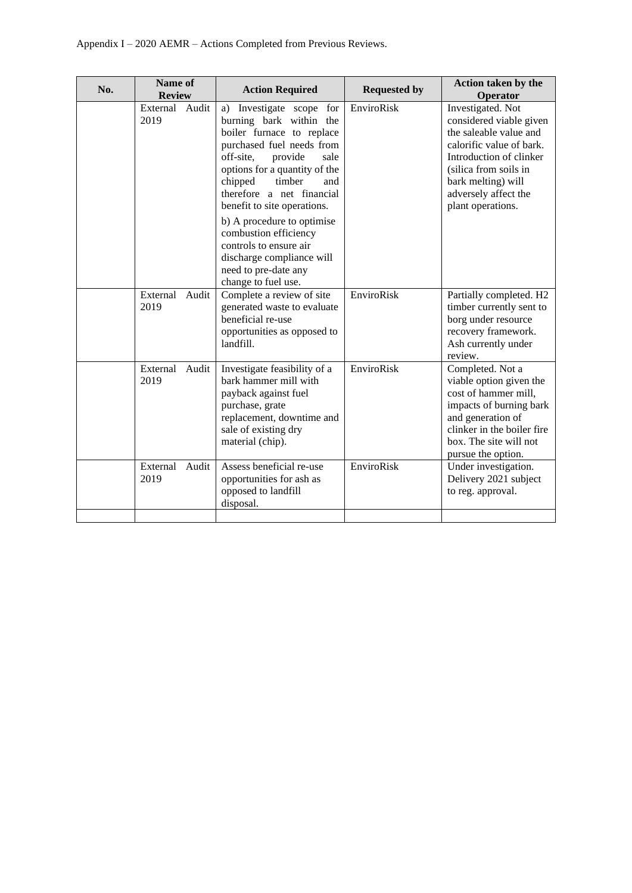Appendix I – 2020 AEMR – Actions Completed from Previous Reviews.

| No. | Name of Review | Action Required | Requested by | Action taken by the Operator |
|---|---|---|---|---|
| | External Audit 2019 | a) Investigate scope for burning bark within the boiler furnace to replace purchased fuel needs from off-site, provide sale options for a quantity of the chipped timber and therefore a net financial benefit to site operations.<br><br>b) A procedure to optimise combustion efficiency controls to ensure air discharge compliance will need to pre-date any change to fuel use. | EnviroRisk | Investigated. Not considered viable given the saleable value and calorific value of bark. Introduction of clinker (silica from soils in bark melting) will adversely affect the plant operations. |
| | External Audit 2019 | Complete a review of site generated waste to evaluate beneficial re-use opportunities as opposed to landfill. | EnviroRisk | Partially completed. H2 timber currently sent to borg under resource recovery framework. Ash currently under review. |
| | External Audit 2019 | Investigate feasibility of a bark hammer mill with payback against fuel purchase, grate replacement, downtime and sale of existing dry material (chip). | EnviroRisk | Completed. Not a viable option given the cost of hammer mill, impacts of burning bark and generation of clinker in the boiler fire box. The site will not pursue the option. |
| | External Audit 2019 | Assess beneficial re-use opportunities for ash as opposed to landfill disposal. | EnviroRisk | Under investigation. Delivery 2021 subject to reg. approval. |
| | | | | |